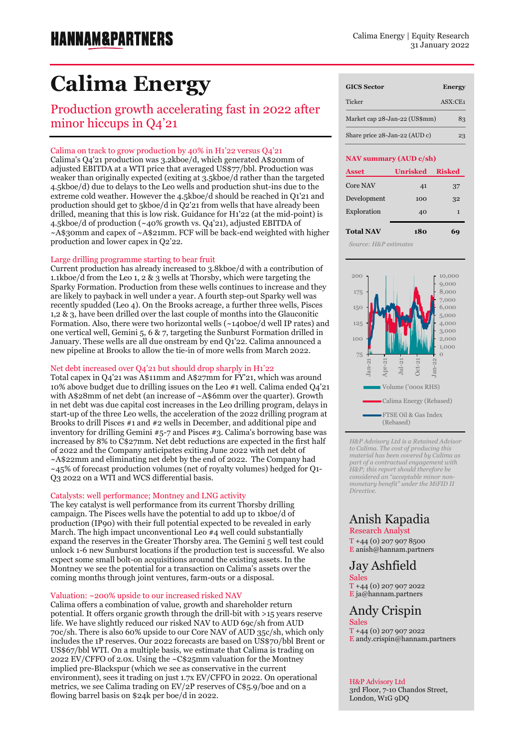# Calima Energy

## Production growth accelerating fast in 2022 after minor hiccups in Q4'21

### Calima on track to grow production by 40% in H1'22 versus Q4'21

Calima's Q4'21 production was 3.2kboe/d, which generated A$20mm of adjusted EBITDA at a WTI price that averaged US$77/bbl. Production was weaker than originally expected (exiting at 3.5kboe/d rather than the targeted 4.5kboe/d) due to delays to the Leo wells and production shut-ins due to the extreme cold weather. However the 4.5kboe/d should be reached in Q1'21 and production should get to 5kboe/d in Q2'21 from wells that have already been drilled, meaning that this is low risk. Guidance for H1'22 (at the mid-point) is 4.5kboe/d of production (~40% growth vs. Q4'21), adjusted EBITDA of ~A$30mm and capex of ~A$21mm. FCF will be back-end weighted with higher production and lower capex in Q2'22.

### Large drilling programme starting to bear fruit

Current production has already increased to 3.8kboe/d with a contribution of 1.1kboe/d from the Leo 1, 2 & 3 wells at Thorsby, which were targeting the Sparky Formation. Production from these wells continues to increase and they are likely to payback in well under a year. A fourth step-out Sparky well was recently spudded (Leo 4). On the Brooks acreage, a further three wells, Pisces 1,2 & 3, have been drilled over the last couple of months into the Glauconitic Formation. Also, there were two horizontal wells (~140boe/d well IP rates) and one vertical well, Gemini 5, 6 & 7, targeting the Sunburst Formation drilled in January. These wells are all due onstream by end Q1'22. Calima announced a new pipeline at Brooks to allow the tie-in of more wells from March 2022.

### Net debt increased over Q4'21 but should drop sharply in H1'22

Total capex in Q4'21 was A$11mm and A$27mm for FY'21, which was around 10% above budget due to drilling issues on the Leo #1 well. Calima ended Q4'21 with A$28mm of net debt (an increase of ~A$6mm over the quarter). Growth in net debt was due capital cost increases in the Leo drilling program, delays in start-up of the three Leo wells, the acceleration of the 2022 drilling program at Brooks to drill Pisces #1 and #2 wells in December, and additional pipe and inventory for drilling Gemini #5-7 and Pisces #3. Calima's borrowing base was increased by 8% to C$27mm. Net debt reductions are expected in the first half of 2022 and the Company anticipates exiting June 2022 with net debt of ~A$22mm and eliminating net debt by the end of 2022. The Company had ~45% of forecast production volumes (net of royalty volumes) hedged for Q1-Q3 2022 on a WTI and WCS differential basis.

### Catalysts: well performance; Montney and LNG activity

The key catalyst is well performance from its current Thorsby drilling campaign. The Pisces wells have the potential to add up to 1kboe/d of production (IP90) with their full potential expected to be revealed in early March. The high impact unconventional Leo #4 well could substantially expand the reserves in the Greater Thorsby area. The Gemini 5 well test could unlock 1-6 new Sunburst locations if the production test is successful. We also expect some small bolt-on acquisitions around the existing assets. In the Montney we see the potential for a transaction on Calima's assets over the coming months through joint ventures, farm-outs or a disposal.

### Valuation: ~200% upside to our increased risked NAV

Calima offers a combination of value, growth and shareholder return potential. It offers organic growth through the drill-bit with >15 years reserve life. We have slightly reduced our risked NAV to AUD 69c/sh from AUD 70c/sh. There is also 60% upside to our Core NAV of AUD 35c/sh, which only includes the 1P reserves. Our 2022 forecasts are based on US$70/bbl Brent or US$67/bbl WTI. On a multiple basis, we estimate that Calima is trading on 2022 EV/CFFO of 2.0x. Using the ~C$25mm valuation for the Montney implied pre-Blackspur (which we see as conservative in the current environment), sees it trading on just 1.7x EV/CFFO in 2022. On operational metrics, we see Calima trading on EV/2P reserves of C$5.9/boe and on a flowing barrel basis on $24k per boe/d in 2022.

| GICS Sector | Energy |
|---|---|
| Ticker | ASX:CE1 |
| Market cap 28-Jan-22 (US$mm) | 83 |
| Share price 28-Jan-22 (AUD c) | 23 |

**NAV summary (AUD c/sh)**

| Asset | Unrisked | Risked |
|---|---|---|
| Core NAV | 41 | 37 |
| Development | 100 | 32 |
| Exploration | 40 | 1 |
| **Total NAV** | **180** | **69** |

*Source: H&P estimates*

Volume ('000s RHS) / Calima Energy (Rebased) / FTSE Oil & Gas Index (Rebased)

*H&P Advisory Ltd is a Retained Advisor to Calima. The cost of producing this material has been covered by Calima as part of a contractual engagement with H&P; this report should therefore be considered an "acceptable minor non-monetary benefit" under the MiFID II Directive.*

**Anish Kapadia**
Research Analyst
T +44 (0) 207 907 8500
E anish@hannam.partners

**Jay Ashfield**
Sales
T +44 (0) 207 907 2022
E ja@hannam.partners

**Andy Crispin**
Sales
T +44 (0) 207 907 2022
E andy.crispin@hannam.partners

H&P Advisory Ltd
3rd Floor, 7-10 Chandos Street,
London, W1G 9DQ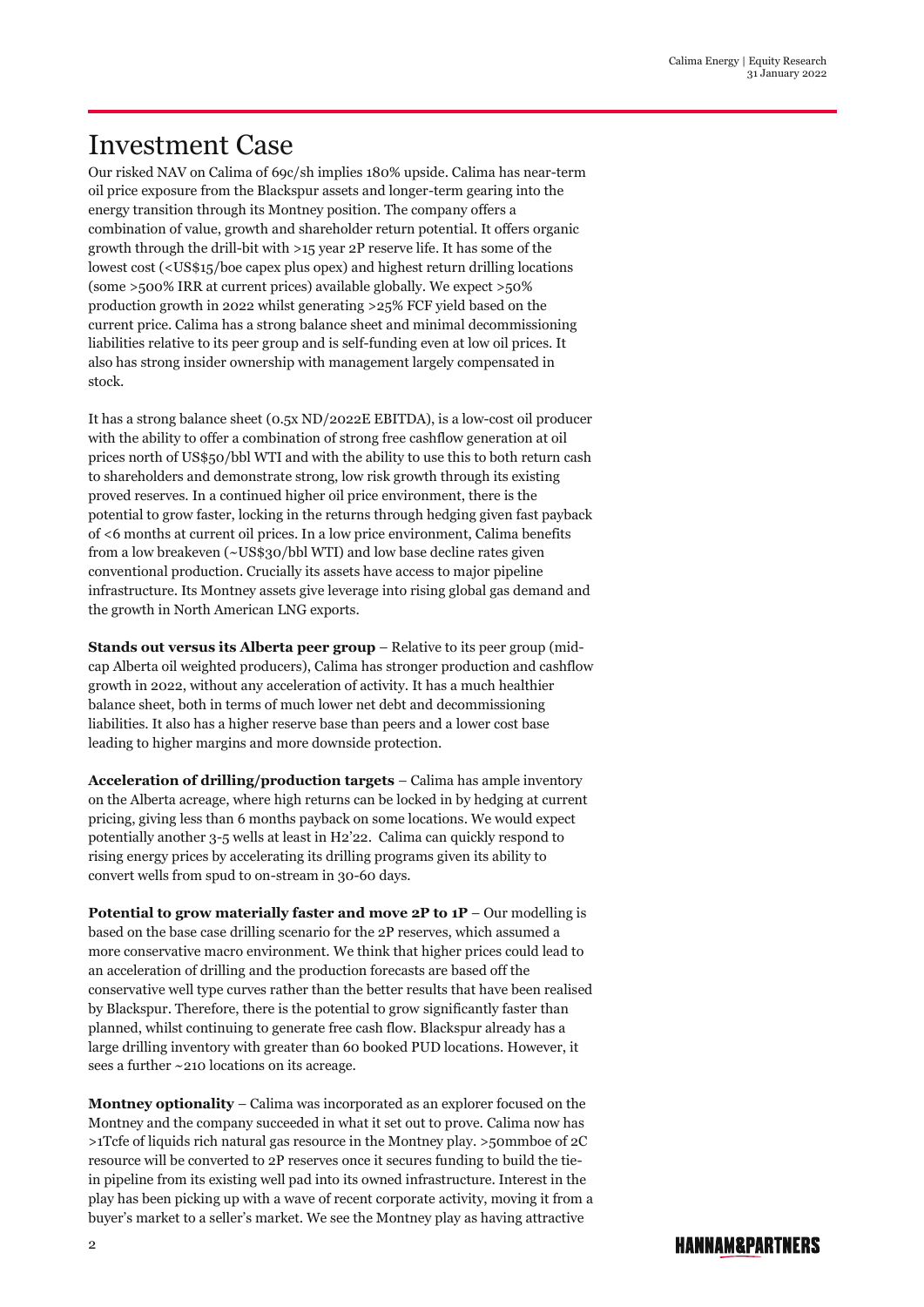# Investment Case

Our risked NAV on Calima of 69c/sh implies 180% upside. Calima has near-term oil price exposure from the Blackspur assets and longer-term gearing into the energy transition through its Montney position. The company offers a combination of value, growth and shareholder return potential. It offers organic growth through the drill-bit with >15 year 2P reserve life. It has some of the lowest cost (<US$15/boe capex plus opex) and highest return drilling locations (some >500% IRR at current prices) available globally. We expect >50% production growth in 2022 whilst generating >25% FCF yield based on the current price. Calima has a strong balance sheet and minimal decommissioning liabilities relative to its peer group and is self-funding even at low oil prices. It also has strong insider ownership with management largely compensated in stock.

It has a strong balance sheet (0.5x ND/2022E EBITDA), is a low-cost oil producer with the ability to offer a combination of strong free cashflow generation at oil prices north of US$50/bbl WTI and with the ability to use this to both return cash to shareholders and demonstrate strong, low risk growth through its existing proved reserves. In a continued higher oil price environment, there is the potential to grow faster, locking in the returns through hedging given fast payback of <6 months at current oil prices. In a low price environment, Calima benefits from a low breakeven (~US$30/bbl WTI) and low base decline rates given conventional production. Crucially its assets have access to major pipeline infrastructure. Its Montney assets give leverage into rising global gas demand and the growth in North American LNG exports.

**Stands out versus its Alberta peer group** – Relative to its peer group (mid-cap Alberta oil weighted producers), Calima has stronger production and cashflow growth in 2022, without any acceleration of activity. It has a much healthier balance sheet, both in terms of much lower net debt and decommissioning liabilities. It also has a higher reserve base than peers and a lower cost base leading to higher margins and more downside protection.

**Acceleration of drilling/production targets** – Calima has ample inventory on the Alberta acreage, where high returns can be locked in by hedging at current pricing, giving less than 6 months payback on some locations. We would expect potentially another 3-5 wells at least in H2'22. Calima can quickly respond to rising energy prices by accelerating its drilling programs given its ability to convert wells from spud to on-stream in 30-60 days.

**Potential to grow materially faster and move 2P to 1P** – Our modelling is based on the base case drilling scenario for the 2P reserves, which assumed a more conservative macro environment. We think that higher prices could lead to an acceleration of drilling and the production forecasts are based off the conservative well type curves rather than the better results that have been realised by Blackspur. Therefore, there is the potential to grow significantly faster than planned, whilst continuing to generate free cash flow. Blackspur already has a large drilling inventory with greater than 60 booked PUD locations. However, it sees a further ~210 locations on its acreage.

**Montney optionality** – Calima was incorporated as an explorer focused on the Montney and the company succeeded in what it set out to prove. Calima now has >1Tcfe of liquids rich natural gas resource in the Montney play. >50mmboe of 2C resource will be converted to 2P reserves once it secures funding to build the tie-in pipeline from its existing well pad into its owned infrastructure. Interest in the play has been picking up with a wave of recent corporate activity, moving it from a buyer's market to a seller's market. We see the Montney play as having attractive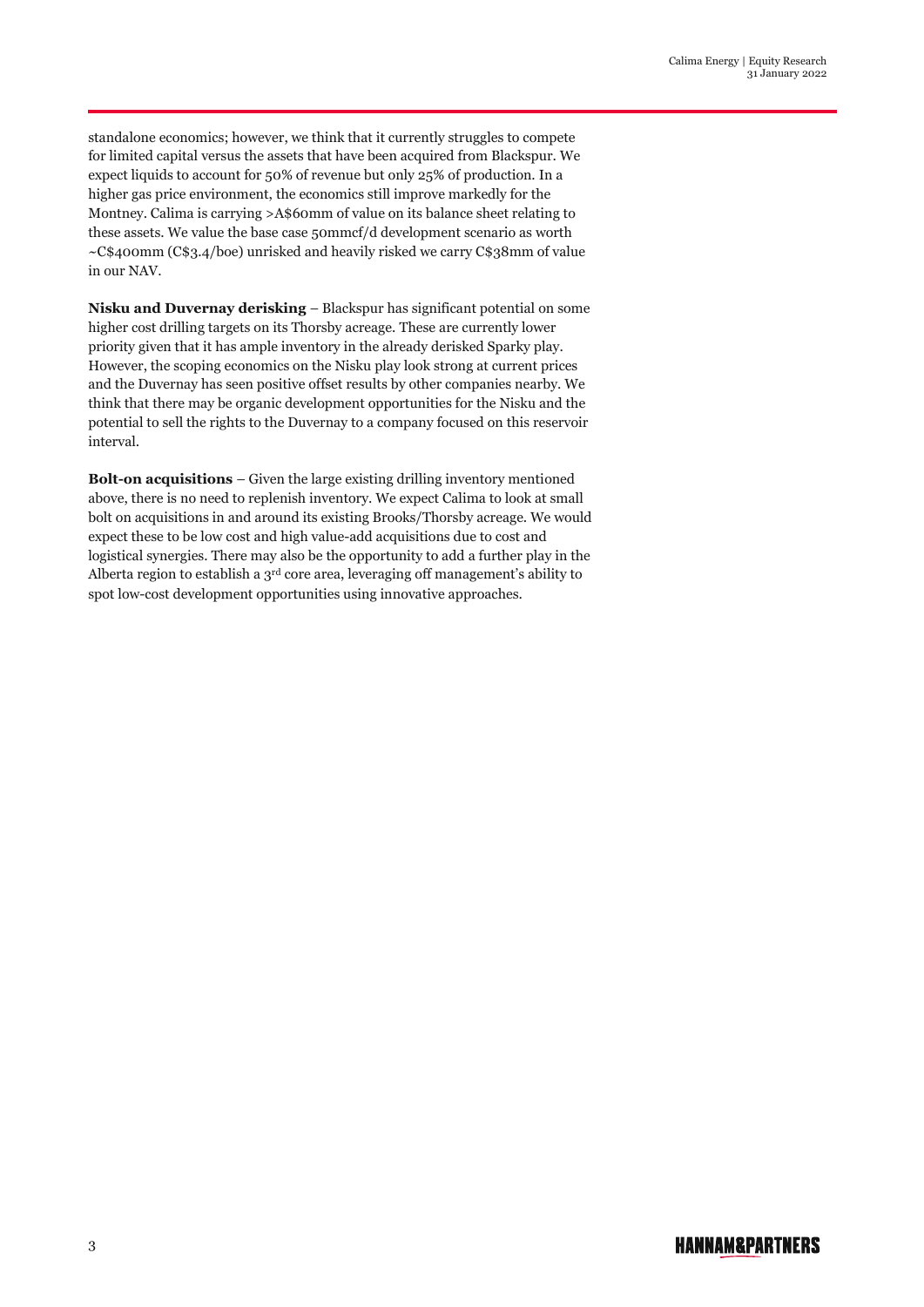standalone economics; however, we think that it currently struggles to compete for limited capital versus the assets that have been acquired from Blackspur. We expect liquids to account for 50% of revenue but only 25% of production. In a higher gas price environment, the economics still improve markedly for the Montney. Calima is carrying >A$60mm of value on its balance sheet relating to these assets. We value the base case 50mmcf/d development scenario as worth ~C$400mm (C$3.4/boe) unrisked and heavily risked we carry C$38mm of value in our NAV.

**Nisku and Duvernay derisking** – Blackspur has significant potential on some higher cost drilling targets on its Thorsby acreage. These are currently lower priority given that it has ample inventory in the already derisked Sparky play. However, the scoping economics on the Nisku play look strong at current prices and the Duvernay has seen positive offset results by other companies nearby. We think that there may be organic development opportunities for the Nisku and the potential to sell the rights to the Duvernay to a company focused on this reservoir interval.

**Bolt-on acquisitions** – Given the large existing drilling inventory mentioned above, there is no need to replenish inventory. We expect Calima to look at small bolt on acquisitions in and around its existing Brooks/Thorsby acreage. We would expect these to be low cost and high value-add acquisitions due to cost and logistical synergies. There may also be the opportunity to add a further play in the Alberta region to establish a 3rd core area, leveraging off management's ability to spot low-cost development opportunities using innovative approaches.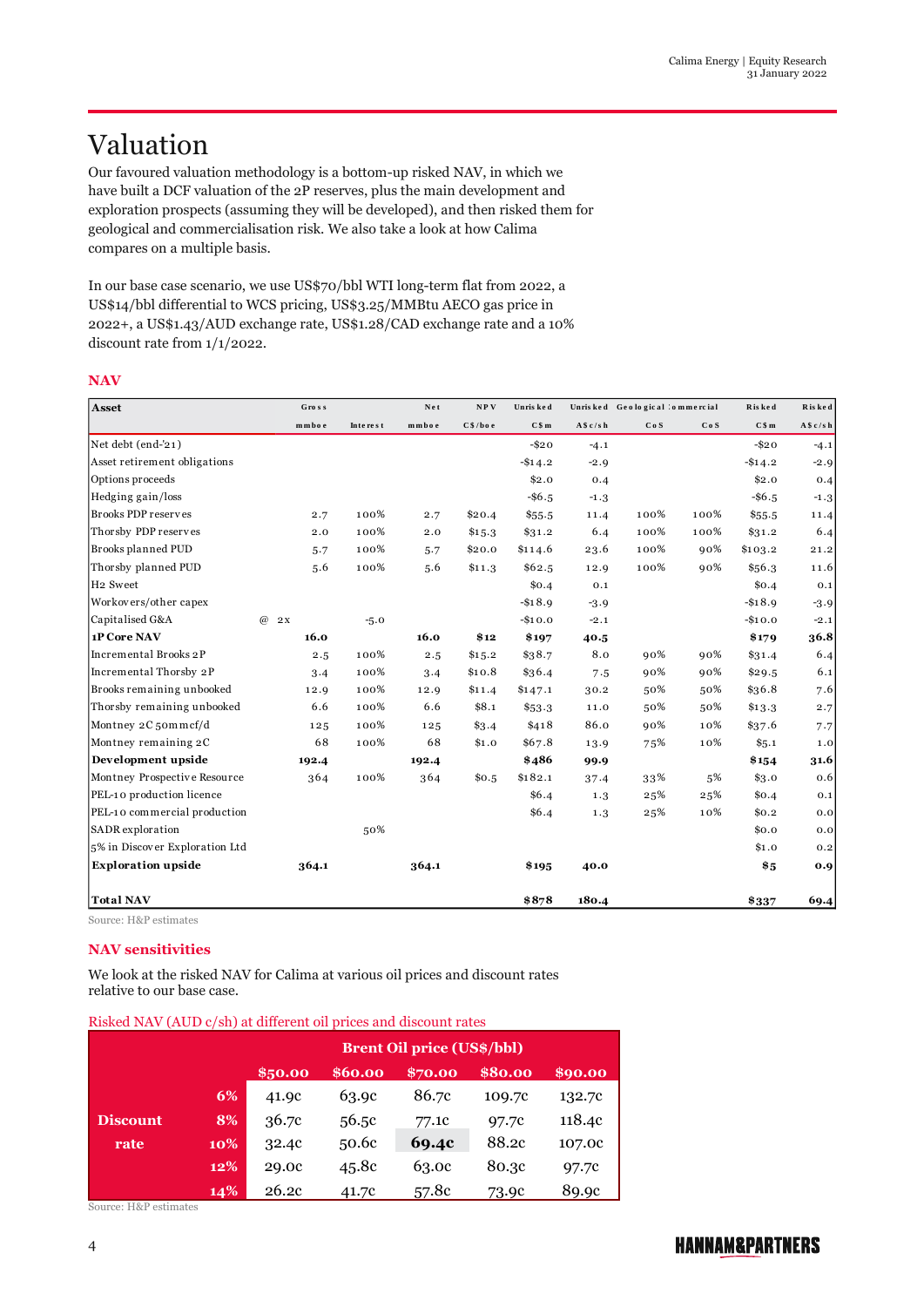# Valuation

Our favoured valuation methodology is a bottom-up risked NAV, in which we have built a DCF valuation of the 2P reserves, plus the main development and exploration prospects (assuming they will be developed), and then risked them for geological and commercialisation risk. We also take a look at how Calima compares on a multiple basis.

In our base case scenario, we use US$70/bbl WTI long-term flat from 2022, a US$14/bbl differential to WCS pricing, US$3.25/MMBtu AECO gas price in 2022+, a US$1.43/AUD exchange rate, US$1.28/CAD exchange rate and a 10% discount rate from 1/1/2022.

## NAV

| Asset | | Gross | Interest | Net | NPV | Unrisked | Unrisked | Geological | Commercial | Risked | Risked |
|---|---|---|---|---|---|---|---|---|---|---|---|
| | | mmboe | | mmboe | C$/boe | C$m | A$c/sh | CoS | CoS | C$m | A$c/sh |
| Net debt (end-'21) | | | | | | -$20 | -4.1 | | | -$20 | -4.1 |
| Asset retirement obligations | | | | | | -$14.2 | -2.9 | | | -$14.2 | -2.9 |
| Options proceeds | | | | | | $2.0 | 0.4 | | | $2.0 | 0.4 |
| Hedging gain/loss | | | | | | -$6.5 | -1.3 | | | -$6.5 | -1.3 |
| Brooks PDP reserves | | 2.7 | 100% | 2.7 | $20.4 | $55.5 | 11.4 | 100% | 100% | $55.5 | 11.4 |
| Thorsby PDP reserves | | 2.0 | 100% | 2.0 | $15.3 | $31.2 | 6.4 | 100% | 100% | $31.2 | 6.4 |
| Brooks planned PUD | | 5.7 | 100% | 5.7 | $20.0 | $114.6 | 23.6 | 100% | 90% | $103.2 | 21.2 |
| Thorsby planned PUD | | 5.6 | 100% | 5.6 | $11.3 | $62.5 | 12.9 | 100% | 90% | $56.3 | 11.6 |
| H2 Sweet | | | | | | $0.4 | 0.1 | | | $0.4 | 0.1 |
| Workovers/other capex | | | | | | -$18.9 | -3.9 | | | -$18.9 | -3.9 |
| Capitalised G&A | @ | 2x | -5.0 | | | -$10.0 | -2.1 | | | -$10.0 | -2.1 |
| **1P Core NAV** | | **16.0** | | **16.0** | **$12** | **$197** | **40.5** | | | **$179** | **36.8** |
| Incremental Brooks 2P | | 2.5 | 100% | 2.5 | $15.2 | $38.7 | 8.0 | 90% | 90% | $31.4 | 6.4 |
| Incremental Thorsby 2P | | 3.4 | 100% | 3.4 | $10.8 | $36.4 | 7.5 | 90% | 90% | $29.5 | 6.1 |
| Brooks remaining unbooked | | 12.9 | 100% | 12.9 | $11.4 | $147.1 | 30.2 | 50% | 50% | $36.8 | 7.6 |
| Thorsby remaining unbooked | | 6.6 | 100% | 6.6 | $8.1 | $53.3 | 11.0 | 50% | 50% | $13.3 | 2.7 |
| Montney 2C 50mmcf/d | | 125 | 100% | 125 | $3.4 | $418 | 86.0 | 90% | 10% | $37.6 | 7.7 |
| Montney remaining 2C | | 68 | 100% | 68 | $1.0 | $67.8 | 13.9 | 75% | 10% | $5.1 | 1.0 |
| **Development upside** | | **192.4** | | **192.4** | | **$486** | **99.9** | | | **$154** | **31.6** |
| Montney Prospective Resource | | 364 | 100% | 364 | $0.5 | $182.1 | 37.4 | 33% | 5% | $3.0 | 0.6 |
| PEL-10 production licence | | | | | | $6.4 | 1.3 | 25% | 25% | $0.4 | 0.1 |
| PEL-10 commercial production | | | | | | $6.4 | 1.3 | 25% | 10% | $0.2 | 0.0 |
| SADR exploration | | | 50% | | | | | | | $0.0 | 0.0 |
| 5% in Discover Exploration Ltd | | | | | | | | | | $1.0 | 0.2 |
| **Exploration upside** | | **364.1** | | **364.1** | | **$195** | **40.0** | | | **$5** | **0.9** |
| **Total NAV** | | | | | | **$878** | **180.4** | | | **$337** | **69.4** |

Source: H&P estimates

## NAV sensitivities

We look at the risked NAV for Calima at various oil prices and discount rates relative to our base case.

Risked NAV (AUD c/sh) at different oil prices and discount rates

| | | Brent Oil price (US$/bbl) | | | | |
|---|---|---|---|---|---|---|
| | | $50.00 | $60.00 | $70.00 | $80.00 | $90.00 |
| Discount rate | 6% | 41.9c | 63.9c | 86.7c | 109.7c | 132.7c |
| | 8% | 36.7c | 56.5c | 77.1c | 97.7c | 118.4c |
| | 10% | 32.4c | 50.6c | **69.4c** | 88.2c | 107.0c |
| | 12% | 29.0c | 45.8c | 63.0c | 80.3c | 97.7c |
| | 14% | 26.2c | 41.7c | 57.8c | 73.9c | 89.9c |

Source: H&P estimates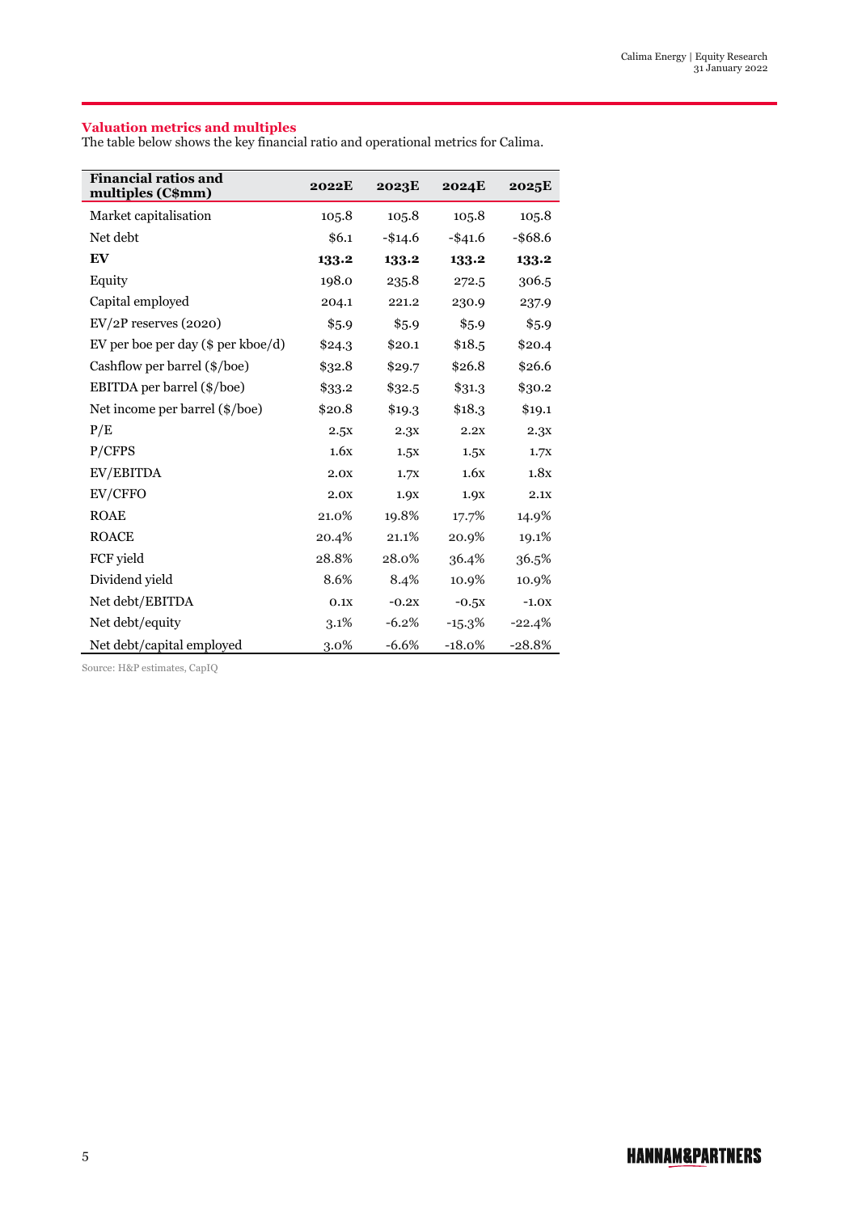### Valuation metrics and multiples

The table below shows the key financial ratio and operational metrics for Calima.

| Financial ratios and multiples (C$mm) | 2022E | 2023E | 2024E | 2025E |
|---|---|---|---|---|
| Market capitalisation | 105.8 | 105.8 | 105.8 | 105.8 |
| Net debt | $6.1 | -$14.6 | -$41.6 | -$68.6 |
| **EV** | **133.2** | **133.2** | **133.2** | **133.2** |
| Equity | 198.0 | 235.8 | 272.5 | 306.5 |
| Capital employed | 204.1 | 221.2 | 230.9 | 237.9 |
| EV/2P reserves (2020) | $5.9 | $5.9 | $5.9 | $5.9 |
| EV per boe per day ($ per kboe/d) | $24.3 | $20.1 | $18.5 | $20.4 |
| Cashflow per barrel ($/boe) | $32.8 | $29.7 | $26.8 | $26.6 |
| EBITDA per barrel ($/boe) | $33.2 | $32.5 | $31.3 | $30.2 |
| Net income per barrel ($/boe) | $20.8 | $19.3 | $18.3 | $19.1 |
| P/E | 2.5x | 2.3x | 2.2x | 2.3x |
| P/CFPS | 1.6x | 1.5x | 1.5x | 1.7x |
| EV/EBITDA | 2.0x | 1.7x | 1.6x | 1.8x |
| EV/CFFO | 2.0x | 1.9x | 1.9x | 2.1x |
| ROAE | 21.0% | 19.8% | 17.7% | 14.9% |
| ROACE | 20.4% | 21.1% | 20.9% | 19.1% |
| FCF yield | 28.8% | 28.0% | 36.4% | 36.5% |
| Dividend yield | 8.6% | 8.4% | 10.9% | 10.9% |
| Net debt/EBITDA | 0.1x | -0.2x | -0.5x | -1.0x |
| Net debt/equity | 3.1% | -6.2% | -15.3% | -22.4% |
| Net debt/capital employed | 3.0% | -6.6% | -18.0% | -28.8% |

Source: H&P estimates, CapIQ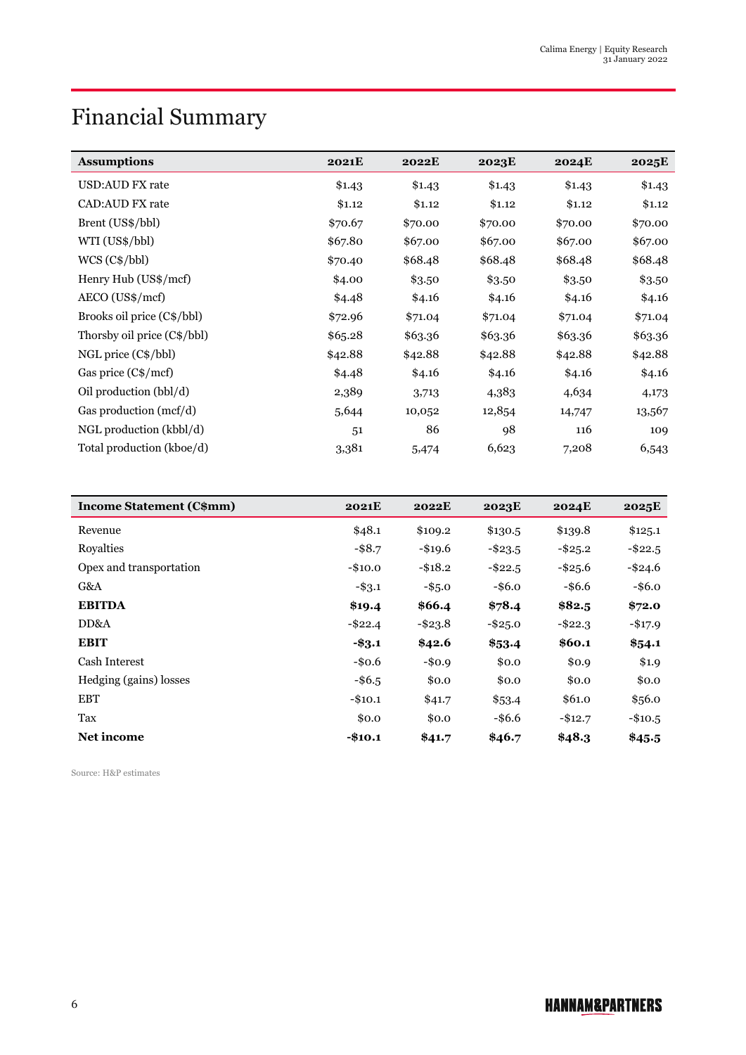# Financial Summary

| Assumptions | 2021E | 2022E | 2023E | 2024E | 2025E |
|---|---|---|---|---|---|
| USD:AUD FX rate | $1.43 | $1.43 | $1.43 | $1.43 | $1.43 |
| CAD:AUD FX rate | $1.12 | $1.12 | $1.12 | $1.12 | $1.12 |
| Brent (US$/bbl) | $70.67 | $70.00 | $70.00 | $70.00 | $70.00 |
| WTI (US$/bbl) | $67.80 | $67.00 | $67.00 | $67.00 | $67.00 |
| WCS (C$/bbl) | $70.40 | $68.48 | $68.48 | $68.48 | $68.48 |
| Henry Hub (US$/mcf) | $4.00 | $3.50 | $3.50 | $3.50 | $3.50 |
| AECO (US$/mcf) | $4.48 | $4.16 | $4.16 | $4.16 | $4.16 |
| Brooks oil price (C$/bbl) | $72.96 | $71.04 | $71.04 | $71.04 | $71.04 |
| Thorsby oil price (C$/bbl) | $65.28 | $63.36 | $63.36 | $63.36 | $63.36 |
| NGL price (C$/bbl) | $42.88 | $42.88 | $42.88 | $42.88 | $42.88 |
| Gas price (C$/mcf) | $4.48 | $4.16 | $4.16 | $4.16 | $4.16 |
| Oil production (bbl/d) | 2,389 | 3,713 | 4,383 | 4,634 | 4,173 |
| Gas production (mcf/d) | 5,644 | 10,052 | 12,854 | 14,747 | 13,567 |
| NGL production (kbbl/d) | 51 | 86 | 98 | 116 | 109 |
| Total production (kboe/d) | 3,381 | 5,474 | 6,623 | 7,208 | 6,543 |

| Income Statement (C$mm) | 2021E | 2022E | 2023E | 2024E | 2025E |
|---|---|---|---|---|---|
| Revenue | $48.1 | $109.2 | $130.5 | $139.8 | $125.1 |
| Royalties | -$8.7 | -$19.6 | -$23.5 | -$25.2 | -$22.5 |
| Opex and transportation | -$10.0 | -$18.2 | -$22.5 | -$25.6 | -$24.6 |
| G&A | -$3.1 | -$5.0 | -$6.0 | -$6.6 | -$6.0 |
| **EBITDA** | **$19.4** | **$66.4** | **$78.4** | **$82.5** | **$72.0** |
| DD&A | -$22.4 | -$23.8 | -$25.0 | -$22.3 | -$17.9 |
| **EBIT** | **-$3.1** | **$42.6** | **$53.4** | **$60.1** | **$54.1** |
| Cash Interest | -$0.6 | -$0.9 | $0.0 | $0.9 | $1.9 |
| Hedging (gains) losses | -$6.5 | $0.0 | $0.0 | $0.0 | $0.0 |
| EBT | -$10.1 | $41.7 | $53.4 | $61.0 | $56.0 |
| Tax | $0.0 | $0.0 | -$6.6 | -$12.7 | -$10.5 |
| **Net income** | **-$10.1** | **$41.7** | **$46.7** | **$48.3** | **$45.5** |

Source: H&P estimates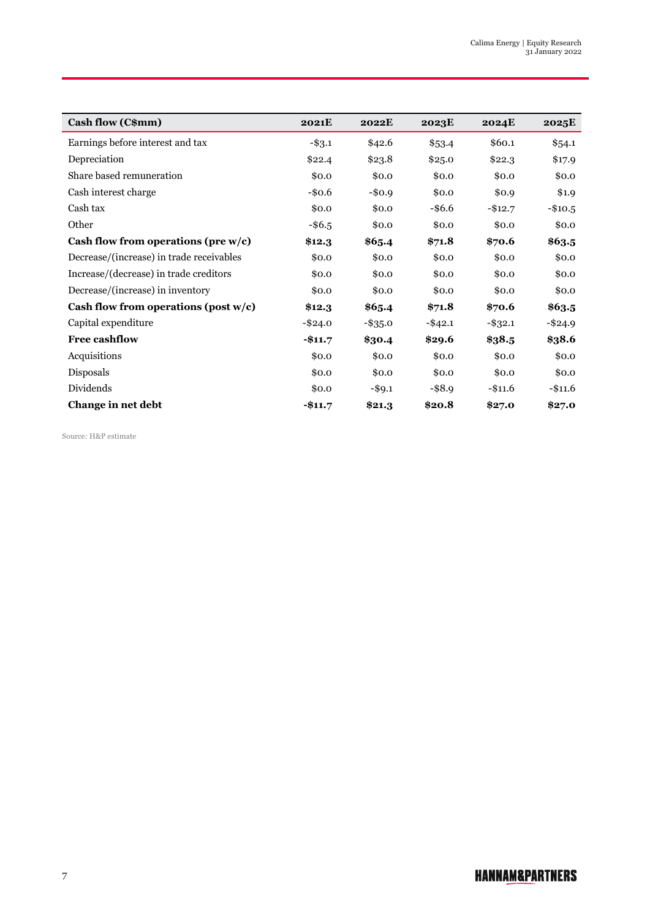| Cash flow (C$mm) | 2021E | 2022E | 2023E | 2024E | 2025E |
|---|---|---|---|---|---|
| Earnings before interest and tax | -$3.1 | $42.6 | $53.4 | $60.1 | $54.1 |
| Depreciation | $22.4 | $23.8 | $25.0 | $22.3 | $17.9 |
| Share based remuneration | $0.0 | $0.0 | $0.0 | $0.0 | $0.0 |
| Cash interest charge | -$0.6 | -$0.9 | $0.0 | $0.9 | $1.9 |
| Cash tax | $0.0 | $0.0 | -$6.6 | -$12.7 | -$10.5 |
| Other | -$6.5 | $0.0 | $0.0 | $0.0 | $0.0 |
| **Cash flow from operations (pre w/c)** | **$12.3** | **$65.4** | **$71.8** | **$70.6** | **$63.5** |
| Decrease/(increase) in trade receivables | $0.0 | $0.0 | $0.0 | $0.0 | $0.0 |
| Increase/(decrease) in trade creditors | $0.0 | $0.0 | $0.0 | $0.0 | $0.0 |
| Decrease/(increase) in inventory | $0.0 | $0.0 | $0.0 | $0.0 | $0.0 |
| **Cash flow from operations (post w/c)** | **$12.3** | **$65.4** | **$71.8** | **$70.6** | **$63.5** |
| Capital expenditure | -$24.0 | -$35.0 | -$42.1 | -$32.1 | -$24.9 |
| **Free cashflow** | **-$11.7** | **$30.4** | **$29.6** | **$38.5** | **$38.6** |
| Acquisitions | $0.0 | $0.0 | $0.0 | $0.0 | $0.0 |
| Disposals | $0.0 | $0.0 | $0.0 | $0.0 | $0.0 |
| Dividends | $0.0 | -$9.1 | -$8.9 | -$11.6 | -$11.6 |
| **Change in net debt** | **-$11.7** | **$21.3** | **$20.8** | **$27.0** | **$27.0** |

Source: H&P estimate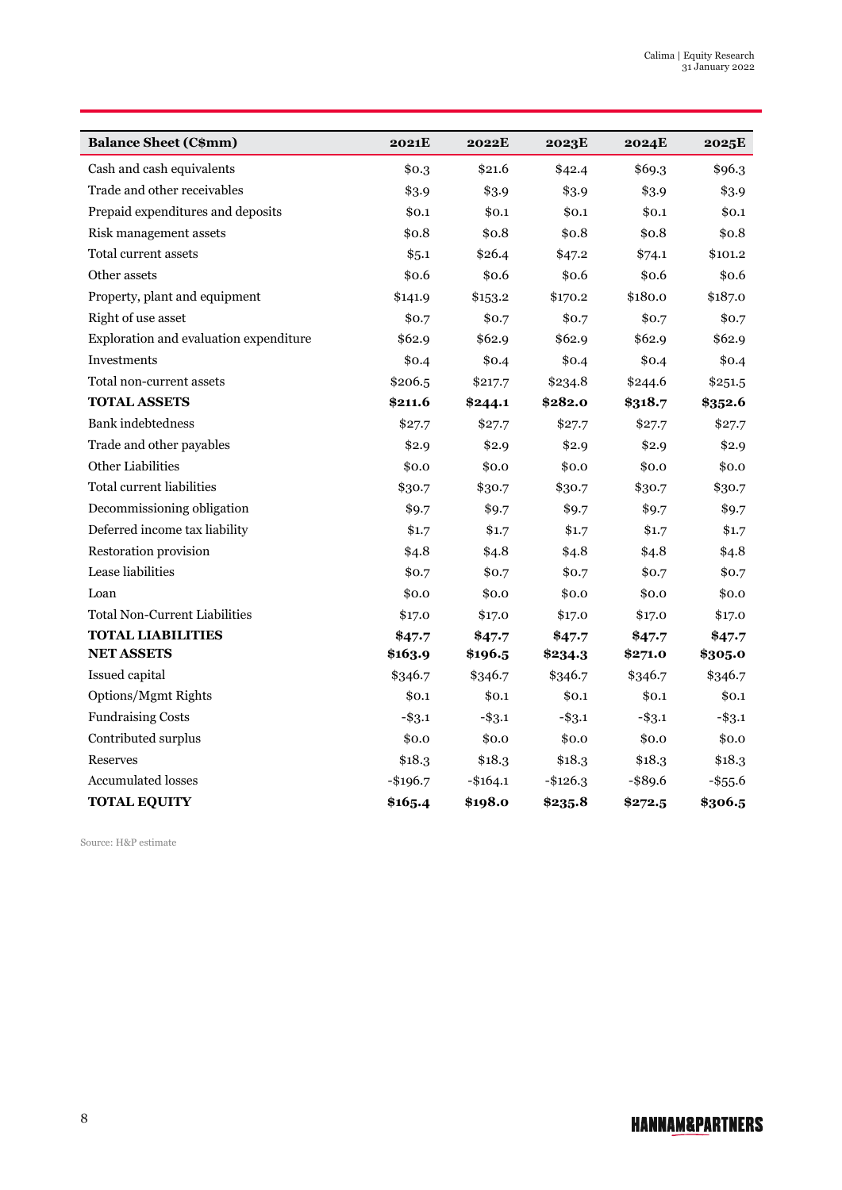| **Balance Sheet (C$mm)** | **2021E** | **2022E** | **2023E** | **2024E** | **2025E** |
|---|---|---|---|---|---|
| Cash and cash equivalents | $0.3 | $21.6 | $42.4 | $69.3 | $96.3 |
| Trade and other receivables | $3.9 | $3.9 | $3.9 | $3.9 | $3.9 |
| Prepaid expenditures and deposits | $0.1 | $0.1 | $0.1 | $0.1 | $0.1 |
| Risk management assets | $0.8 | $0.8 | $0.8 | $0.8 | $0.8 |
| Total current assets | $5.1 | $26.4 | $47.2 | $74.1 | $101.2 |
| Other assets | $0.6 | $0.6 | $0.6 | $0.6 | $0.6 |
| Property, plant and equipment | $141.9 | $153.2 | $170.2 | $180.0 | $187.0 |
| Right of use asset | $0.7 | $0.7 | $0.7 | $0.7 | $0.7 |
| Exploration and evaluation expenditure | $62.9 | $62.9 | $62.9 | $62.9 | $62.9 |
| Investments | $0.4 | $0.4 | $0.4 | $0.4 | $0.4 |
| Total non-current assets | $206.5 | $217.7 | $234.8 | $244.6 | $251.5 |
| **TOTAL ASSETS** | **$211.6** | **$244.1** | **$282.0** | **$318.7** | **$352.6** |
| Bank indebtedness | $27.7 | $27.7 | $27.7 | $27.7 | $27.7 |
| Trade and other payables | $2.9 | $2.9 | $2.9 | $2.9 | $2.9 |
| Other Liabilities | $0.0 | $0.0 | $0.0 | $0.0 | $0.0 |
| Total current liabilities | $30.7 | $30.7 | $30.7 | $30.7 | $30.7 |
| Decommissioning obligation | $9.7 | $9.7 | $9.7 | $9.7 | $9.7 |
| Deferred income tax liability | $1.7 | $1.7 | $1.7 | $1.7 | $1.7 |
| Restoration provision | $4.8 | $4.8 | $4.8 | $4.8 | $4.8 |
| Lease liabilities | $0.7 | $0.7 | $0.7 | $0.7 | $0.7 |
| Loan | $0.0 | $0.0 | $0.0 | $0.0 | $0.0 |
| Total Non-Current Liabilities | $17.0 | $17.0 | $17.0 | $17.0 | $17.0 |
| **TOTAL LIABILITIES** | **$47.7** | **$47.7** | **$47.7** | **$47.7** | **$47.7** |
| **NET ASSETS** | **$163.9** | **$196.5** | **$234.3** | **$271.0** | **$305.0** |
| Issued capital | $346.7 | $346.7 | $346.7 | $346.7 | $346.7 |
| Options/Mgmt Rights | $0.1 | $0.1 | $0.1 | $0.1 | $0.1 |
| Fundraising Costs | -$3.1 | -$3.1 | -$3.1 | -$3.1 | -$3.1 |
| Contributed surplus | $0.0 | $0.0 | $0.0 | $0.0 | $0.0 |
| Reserves | $18.3 | $18.3 | $18.3 | $18.3 | $18.3 |
| Accumulated losses | -$196.7 | -$164.1 | -$126.3 | -$89.6 | -$55.6 |
| **TOTAL EQUITY** | **$165.4** | **$198.0** | **$235.8** | **$272.5** | **$306.5** |

Source: H&P estimate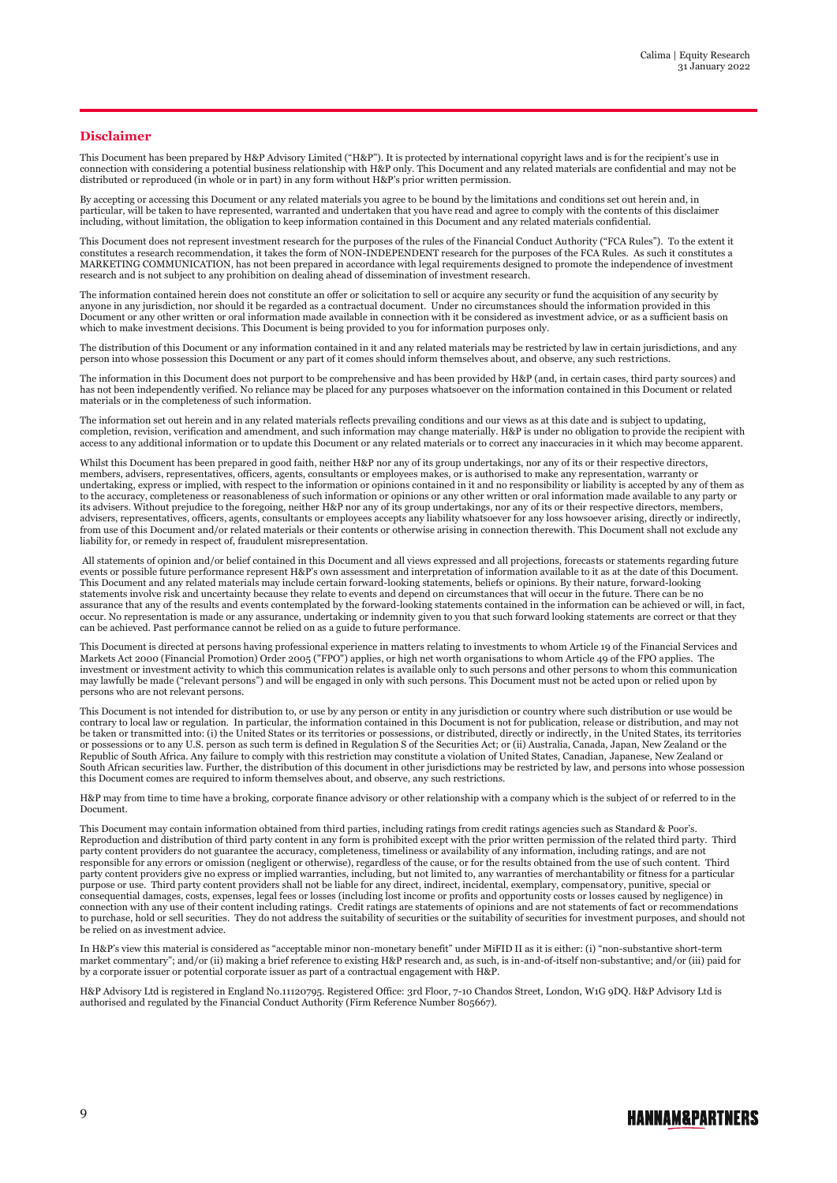## Disclaimer

This Document has been prepared by H&P Advisory Limited ("H&P"). It is protected by international copyright laws and is for the recipient's use in connection with considering a potential business relationship with H&P only. This Document and any related materials are confidential and may not be distributed or reproduced (in whole or in part) in any form without H&P's prior written permission.

By accepting or accessing this Document or any related materials you agree to be bound by the limitations and conditions set out herein and, in particular, will be taken to have represented, warranted and undertaken that you have read and agree to comply with the contents of this disclaimer including, without limitation, the obligation to keep information contained in this Document and any related materials confidential.

This Document does not represent investment research for the purposes of the rules of the Financial Conduct Authority ("FCA Rules"). To the extent it constitutes a research recommendation, it takes the form of NON-INDEPENDENT research for the purposes of the FCA Rules. As such it constitutes a MARKETING COMMUNICATION, has not been prepared in accordance with legal requirements designed to promote the independence of investment research and is not subject to any prohibition on dealing ahead of dissemination of investment research.

The information contained herein does not constitute an offer or solicitation to sell or acquire any security or fund the acquisition of any security by anyone in any jurisdiction, nor should it be regarded as a contractual document. Under no circumstances should the information provided in this Document or any other written or oral information made available in connection with it be considered as investment advice, or as a sufficient basis on which to make investment decisions. This Document is being provided to you for information purposes only.

The distribution of this Document or any information contained in it and any related materials may be restricted by law in certain jurisdictions, and any person into whose possession this Document or any part of it comes should inform themselves about, and observe, any such restrictions.

The information in this Document does not purport to be comprehensive and has been provided by H&P (and, in certain cases, third party sources) and has not been independently verified. No reliance may be placed for any purposes whatsoever on the information contained in this Document or related materials or in the completeness of such information.

The information set out herein and in any related materials reflects prevailing conditions and our views as at this date and is subject to updating, completion, revision, verification and amendment, and such information may change materially. H&P is under no obligation to provide the recipient with access to any additional information or to update this Document or any related materials or to correct any inaccuracies in it which may become apparent.

Whilst this Document has been prepared in good faith, neither H&P nor any of its group undertakings, nor any of its or their respective directors, members, advisers, representatives, officers, agents, consultants or employees makes, or is authorised to make any representation, warranty or undertaking, express or implied, with respect to the information or opinions contained in it and no responsibility or liability is accepted by any of them as to the accuracy, completeness or reasonableness of such information or opinions or any other written or oral information made available to any party or its advisers. Without prejudice to the foregoing, neither H&P nor any of its group undertakings, nor any of its or their respective directors, members, advisers, representatives, officers, agents, consultants or employees accepts any liability whatsoever for any loss howsoever arising, directly or indirectly, from use of this Document and/or related materials or their contents or otherwise arising in connection therewith. This Document shall not exclude any liability for, or remedy in respect of, fraudulent misrepresentation.

All statements of opinion and/or belief contained in this Document and all views expressed and all projections, forecasts or statements regarding future events or possible future performance represent H&P's own assessment and interpretation of information available to it as at the date of this Document. This Document and any related materials may include certain forward-looking statements, beliefs or opinions. By their nature, forward-looking statements involve risk and uncertainty because they relate to events and depend on circumstances that will occur in the future. There can be no assurance that any of the results and events contemplated by the forward-looking statements contained in the information can be achieved or will, in fact, occur. No representation is made or any assurance, undertaking or indemnity given to you that such forward looking statements are correct or that they can be achieved. Past performance cannot be relied on as a guide to future performance.

This Document is directed at persons having professional experience in matters relating to investments to whom Article 19 of the Financial Services and Markets Act 2000 (Financial Promotion) Order 2005 ("FPO") applies, or high net worth organisations to whom Article 49 of the FPO applies. The investment or investment activity to which this communication relates is available only to such persons and other persons to whom this communication may lawfully be made ("relevant persons") and will be engaged in only with such persons. This Document must not be acted upon or relied upon by persons who are not relevant persons.

This Document is not intended for distribution to, or use by any person or entity in any jurisdiction or country where such distribution or use would be contrary to local law or regulation. In particular, the information contained in this Document is not for publication, release or distribution, and may not be taken or transmitted into: (i) the United States or its territories or possessions, or distributed, directly or indirectly, in the United States, its territories or possessions or to any U.S. person as such term is defined in Regulation S of the Securities Act; or (ii) Australia, Canada, Japan, New Zealand or the Republic of South Africa. Any failure to comply with this restriction may constitute a violation of United States, Canadian, Japanese, New Zealand or South African securities law. Further, the distribution of this document in other jurisdictions may be restricted by law, and persons into whose possession this Document comes are required to inform themselves about, and observe, any such restrictions.

H&P may from time to time have a broking, corporate finance advisory or other relationship with a company which is the subject of or referred to in the Document.

This Document may contain information obtained from third parties, including ratings from credit ratings agencies such as Standard & Poor's. Reproduction and distribution of third party content in any form is prohibited except with the prior written permission of the related third party. Third party content providers do not guarantee the accuracy, completeness, timeliness or availability of any information, including ratings, and are not responsible for any errors or omission (negligent or otherwise), regardless of the cause, or for the results obtained from the use of such content. Third party content providers give no express or implied warranties, including, but not limited to, any warranties of merchantability or fitness for a particular purpose or use. Third party content providers shall not be liable for any direct, indirect, incidental, exemplary, compensatory, punitive, special or consequential damages, costs, expenses, legal fees or losses (including lost income or profits and opportunity costs or losses caused by negligence) in connection with any use of their content including ratings. Credit ratings are statements of opinions and are not statements of fact or recommendations to purchase, hold or sell securities. They do not address the suitability of securities or the suitability of securities for investment purposes, and should not be relied on as investment advice.

In H&P's view this material is considered as "acceptable minor non-monetary benefit" under MiFID II as it is either: (i) "non-substantive short-term market commentary"; and/or (ii) making a brief reference to existing H&P research and, as such, is in-and-of-itself non-substantive; and/or (iii) paid for by a corporate issuer or potential corporate issuer as part of a contractual engagement with H&P.

H&P Advisory Ltd is registered in England No.11120795. Registered Office: 3rd Floor, 7-10 Chandos Street, London, W1G 9DQ. H&P Advisory Ltd is authorised and regulated by the Financial Conduct Authority (Firm Reference Number 805667).